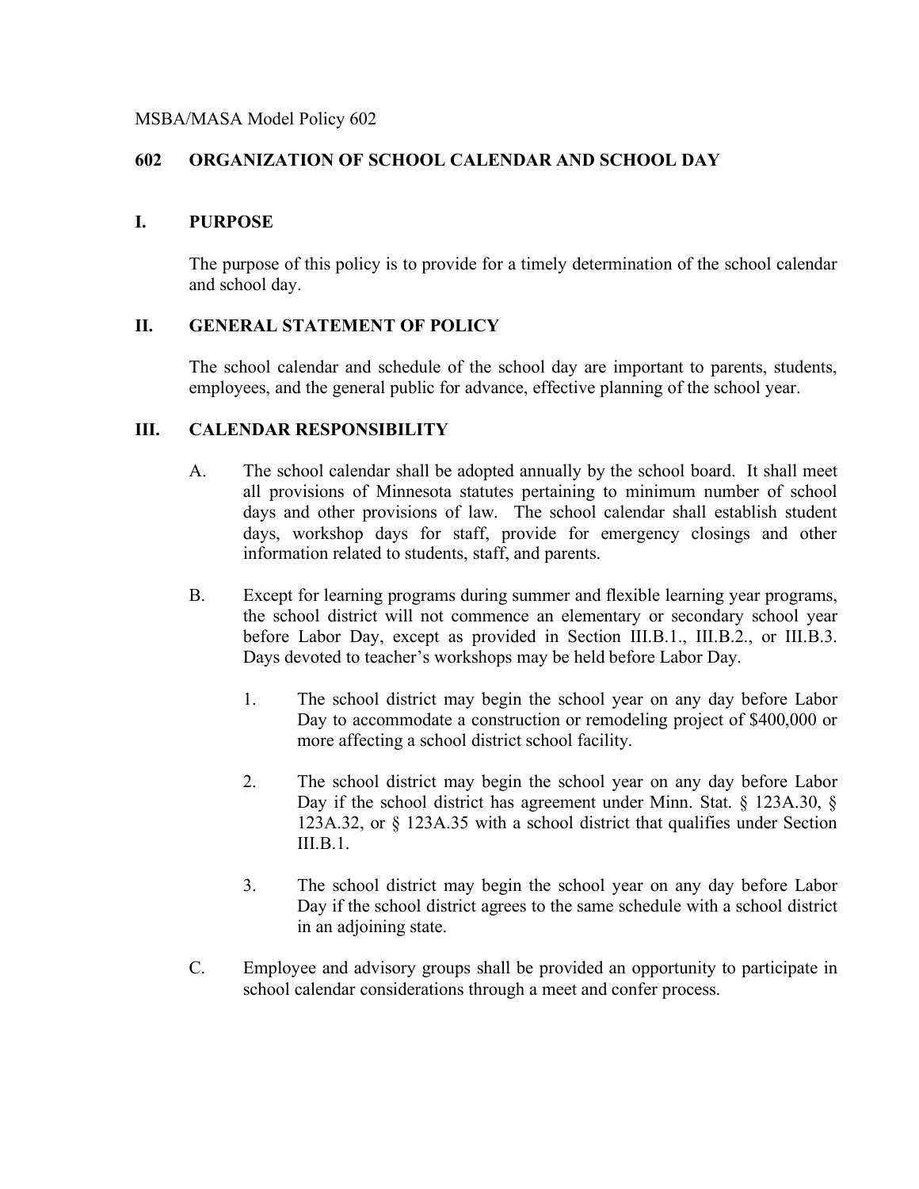MSBA/MASA Model Policy 602

# 602 ORGANIZATION OF SCHOOL CALENDAR AND SCHOOL DAY

## I. PURPOSE

The purpose of this policy is to provide for a timely determination of the school calendar and school day.

## II. GENERAL STATEMENT OF POLICY

The school calendar and schedule of the school day are important to parents, students, employees, and the general public for advance, effective planning of the school year.

## III. CALENDAR RESPONSIBILITY

A. The school calendar shall be adopted annually by the school board. It shall meet all provisions of Minnesota statutes pertaining to minimum number of school days and other provisions of law. The school calendar shall establish student days, workshop days for staff, provide for emergency closings and other information related to students, staff, and parents.

B. Except for learning programs during summer and flexible learning year programs, the school district will not commence an elementary or secondary school year before Labor Day, except as provided in Section III.B.1., III.B.2., or III.B.3. Days devoted to teacher's workshops may be held before Labor Day.

   1. The school district may begin the school year on any day before Labor Day to accommodate a construction or remodeling project of $400,000 or more affecting a school district school facility.

   2. The school district may begin the school year on any day before Labor Day if the school district has agreement under Minn. Stat. § 123A.30, § 123A.32, or § 123A.35 with a school district that qualifies under Section III.B.1.

   3. The school district may begin the school year on any day before Labor Day if the school district agrees to the same schedule with a school district in an adjoining state.

C. Employee and advisory groups shall be provided an opportunity to participate in school calendar considerations through a meet and confer process.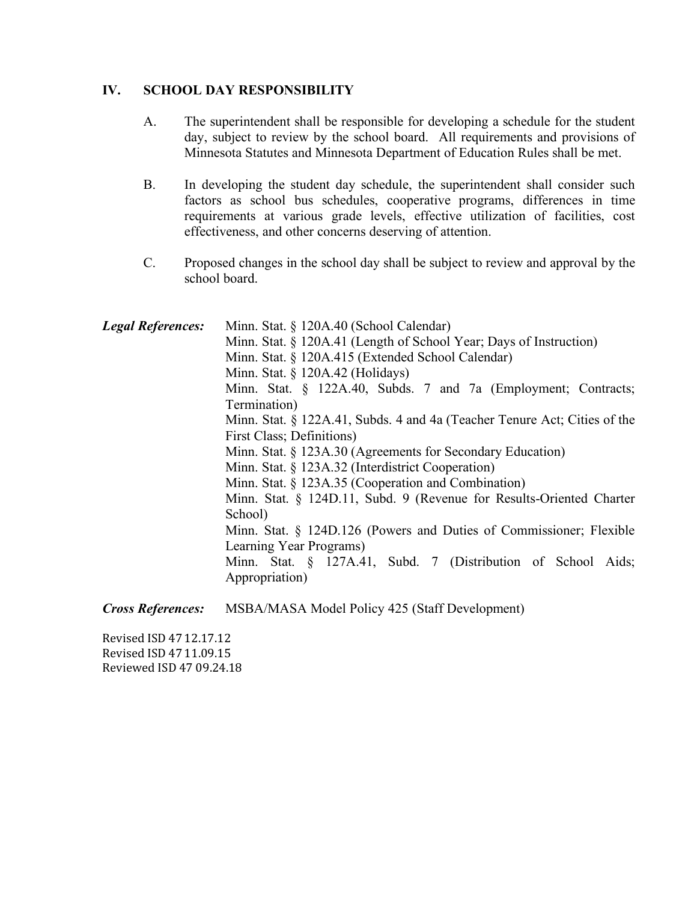## IV. SCHOOL DAY RESPONSIBILITY

A. The superintendent shall be responsible for developing a schedule for the student day, subject to review by the school board. All requirements and provisions of Minnesota Statutes and Minnesota Department of Education Rules shall be met.

B. In developing the student day schedule, the superintendent shall consider such factors as school bus schedules, cooperative programs, differences in time requirements at various grade levels, effective utilization of facilities, cost effectiveness, and other concerns deserving of attention.

C. Proposed changes in the school day shall be subject to review and approval by the school board.

***Legal References:***

Minn. Stat. § 120A.40 (School Calendar)
Minn. Stat. § 120A.41 (Length of School Year; Days of Instruction)
Minn. Stat. § 120A.415 (Extended School Calendar)
Minn. Stat. § 120A.42 (Holidays)
Minn. Stat. § 122A.40, Subds. 7 and 7a (Employment; Contracts; Termination)
Minn. Stat. § 122A.41, Subds. 4 and 4a (Teacher Tenure Act; Cities of the First Class; Definitions)
Minn. Stat. § 123A.30 (Agreements for Secondary Education)
Minn. Stat. § 123A.32 (Interdistrict Cooperation)
Minn. Stat. § 123A.35 (Cooperation and Combination)
Minn. Stat. § 124D.11, Subd. 9 (Revenue for Results-Oriented Charter School)
Minn. Stat. § 124D.126 (Powers and Duties of Commissioner; Flexible Learning Year Programs)
Minn. Stat. § 127A.41, Subd. 7 (Distribution of School Aids; Appropriation)

***Cross References:*** MSBA/MASA Model Policy 425 (Staff Development)

Revised ISD 47 12.17.12
Revised ISD 47 11.09.15
Reviewed ISD 47 09.24.18